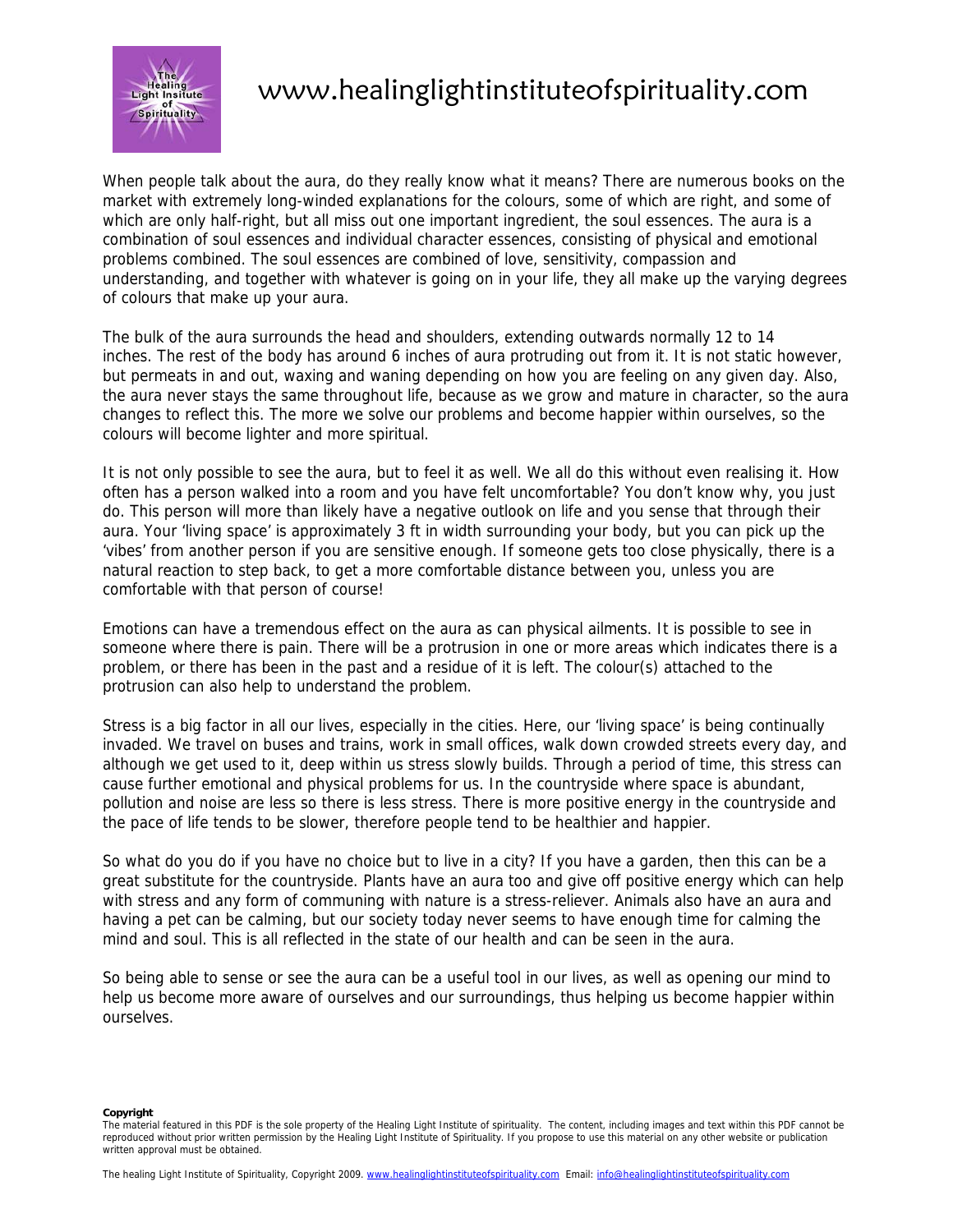# www.healinglightinstituteofspirituality.com

When people talk about the aura, do they really know what it means? There are numerous books on the market with extremely long-winded explanations for the colours, some of which are right, and some of which are only half-right, but all miss out one important ingredient, the soul essences. The aura is a combination of soul essences and individual character essences, consisting of physical and emotional problems combined. The soul essences are combined of love, sensitivity, compassion and understanding, and together with whatever is going on in your life, they all make up the varying degrees of colours that make up your aura.

The bulk of the aura surrounds the head and shoulders, extending outwards normally 12 to 14 inches. The rest of the body has around 6 inches of aura protruding out from it. It is not static however, but permeats in and out, waxing and waning depending on how you are feeling on any given day. Also, the aura never stays the same throughout life, because as we grow and mature in character, so the aura changes to reflect this. The more we solve our problems and become happier within ourselves, so the colours will become lighter and more spiritual.

It is not only possible to see the aura, but to feel it as well. We all do this without even realising it. How often has a person walked into a room and you have felt uncomfortable? You don't know why, you just do. This person will more than likely have a negative outlook on life and you sense that through their aura. Your 'living space' is approximately 3 ft in width surrounding your body, but you can pick up the 'vibes' from another person if you are sensitive enough. If someone gets too close physically, there is a natural reaction to step back, to get a more comfortable distance between you, unless you are comfortable with that person of course!

Emotions can have a tremendous effect on the aura as can physical ailments. It is possible to see in someone where there is pain. There will be a protrusion in one or more areas which indicates there is a problem, or there has been in the past and a residue of it is left. The colour(s) attached to the protrusion can also help to understand the problem.

Stress is a big factor in all our lives, especially in the cities. Here, our 'living space' is being continually invaded. We travel on buses and trains, work in small offices, walk down crowded streets every day, and although we get used to it, deep within us stress slowly builds. Through a period of time, this stress can cause further emotional and physical problems for us. In the countryside where space is abundant, pollution and noise are less so there is less stress. There is more positive energy in the countryside and the pace of life tends to be slower, therefore people tend to be healthier and happier.

So what do you do if you have no choice but to live in a city? If you have a garden, then this can be a great substitute for the countryside. Plants have an aura too and give off positive energy which can help with stress and any form of communing with nature is a stress-reliever. Animals also have an aura and having a pet can be calming, but our society today never seems to have enough time for calming the mind and soul. This is all reflected in the state of our health and can be seen in the aura.

So being able to sense or see the aura can be a useful tool in our lives, as well as opening our mind to help us become more aware of ourselves and our surroundings, thus helping us become happier within ourselves.

**Copyright**
The material featured in this PDF is the sole property of the Healing Light Institute of spirituality. The content, including images and text within this PDF cannot be reproduced without prior written permission by the Healing Light Institute of Spirituality. If you propose to use this material on any other website or publication written approval must be obtained.

The healing Light Institute of Spirituality, Copyright 2009. www.healinglightinstituteofspirituality.com Email: info@healinglightinstituteofspirituality.com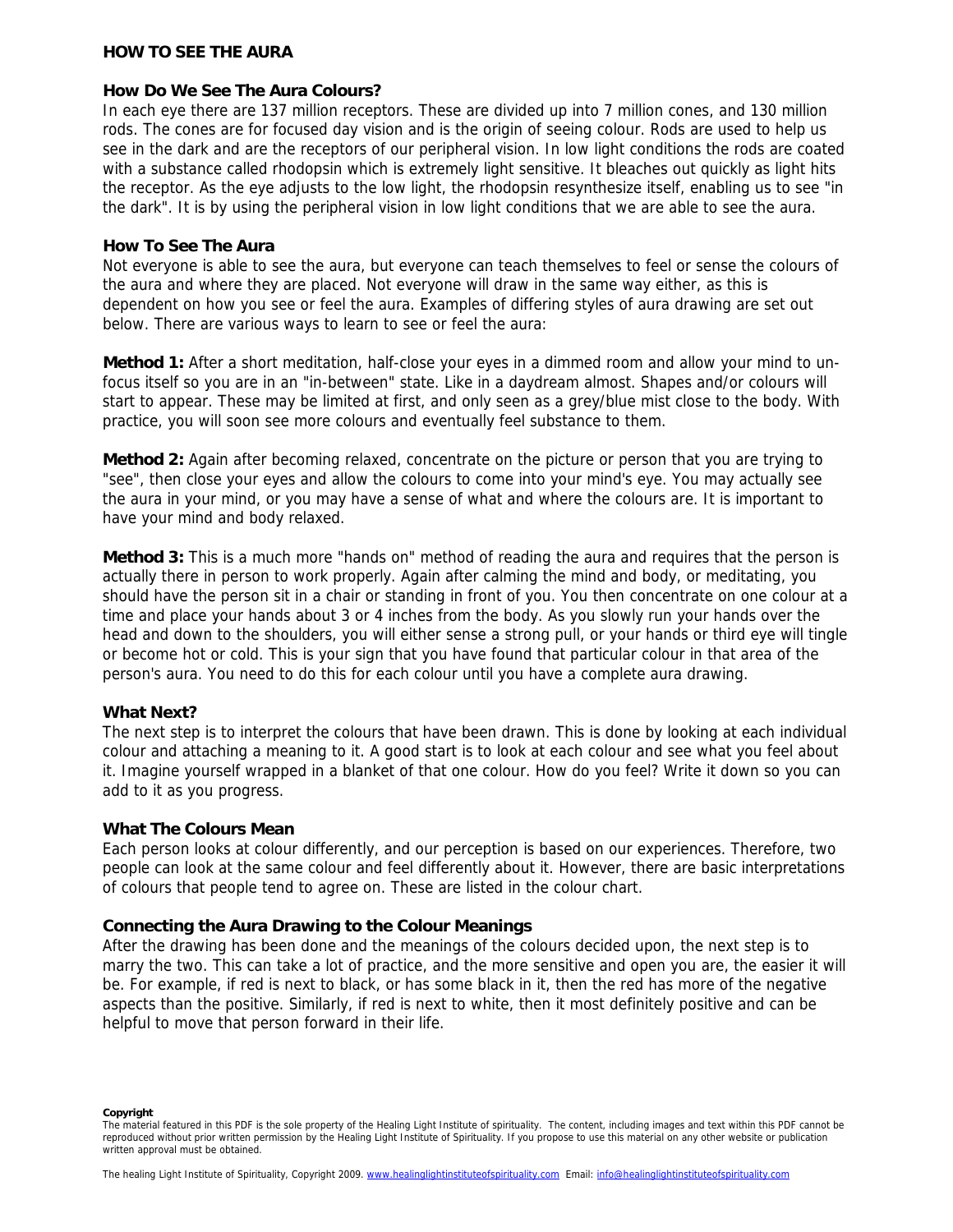# HOW TO SEE THE AURA

## How Do We See The Aura Colours?

In each eye there are 137 million receptors. These are divided up into 7 million cones, and 130 million rods. The cones are for focused day vision and is the origin of seeing colour. Rods are used to help us see in the dark and are the receptors of our peripheral vision. In low light conditions the rods are coated with a substance called rhodopsin which is extremely light sensitive. It bleaches out quickly as light hits the receptor. As the eye adjusts to the low light, the rhodopsin resynthesize itself, enabling us to see "in the dark". It is by using the peripheral vision in low light conditions that we are able to see the aura.

## How To See The Aura

Not everyone is able to see the aura, but everyone can teach themselves to feel or sense the colours of the aura and where they are placed. Not everyone will draw in the same way either, as this is dependent on how you see or feel the aura. Examples of differing styles of aura drawing are set out below. There are various ways to learn to see or feel the aura:

**Method 1:** After a short meditation, half-close your eyes in a dimmed room and allow your mind to un-focus itself so you are in an "in-between" state. Like in a daydream almost. Shapes and/or colours will start to appear. These may be limited at first, and only seen as a grey/blue mist close to the body. With practice, you will soon see more colours and eventually feel substance to them.

**Method 2:** Again after becoming relaxed, concentrate on the picture or person that you are trying to "see", then close your eyes and allow the colours to come into your mind's eye. You may actually see the aura in your mind, or you may have a sense of what and where the colours are. It is important to have your mind and body relaxed.

**Method 3:** This is a much more "hands on" method of reading the aura and requires that the person is actually there in person to work properly. Again after calming the mind and body, or meditating, you should have the person sit in a chair or standing in front of you. You then concentrate on one colour at a time and place your hands about 3 or 4 inches from the body. As you slowly run your hands over the head and down to the shoulders, you will either sense a strong pull, or your hands or third eye will tingle or become hot or cold. This is your sign that you have found that particular colour in that area of the person's aura. You need to do this for each colour until you have a complete aura drawing.

## What Next?

The next step is to interpret the colours that have been drawn. This is done by looking at each individual colour and attaching a meaning to it. A good start is to look at each colour and see what you feel about it. Imagine yourself wrapped in a blanket of that one colour. How do you feel? Write it down so you can add to it as you progress.

## What The Colours Mean

Each person looks at colour differently, and our perception is based on our experiences. Therefore, two people can look at the same colour and feel differently about it. However, there are basic interpretations of colours that people tend to agree on. These are listed in the colour chart.

## Connecting the Aura Drawing to the Colour Meanings

After the drawing has been done and the meanings of the colours decided upon, the next step is to marry the two. This can take a lot of practice, and the more sensitive and open you are, the easier it will be. For example, if red is next to black, or has some black in it, then the red has more of the negative aspects than the positive. Similarly, if red is next to white, then it most definitely positive and can be helpful to move that person forward in their life.

**Copyright**

The material featured in this PDF is the sole property of the Healing Light Institute of spirituality. The content, including images and text within this PDF cannot be reproduced without prior written permission by the Healing Light Institute of Spirituality. If you propose to use this material on any other website or publication written approval must be obtained.

The healing Light Institute of Spirituality, Copyright 2009. www.healinglightinstituteofspirituality.com Email: info@healinglightinstituteofspirituality.com